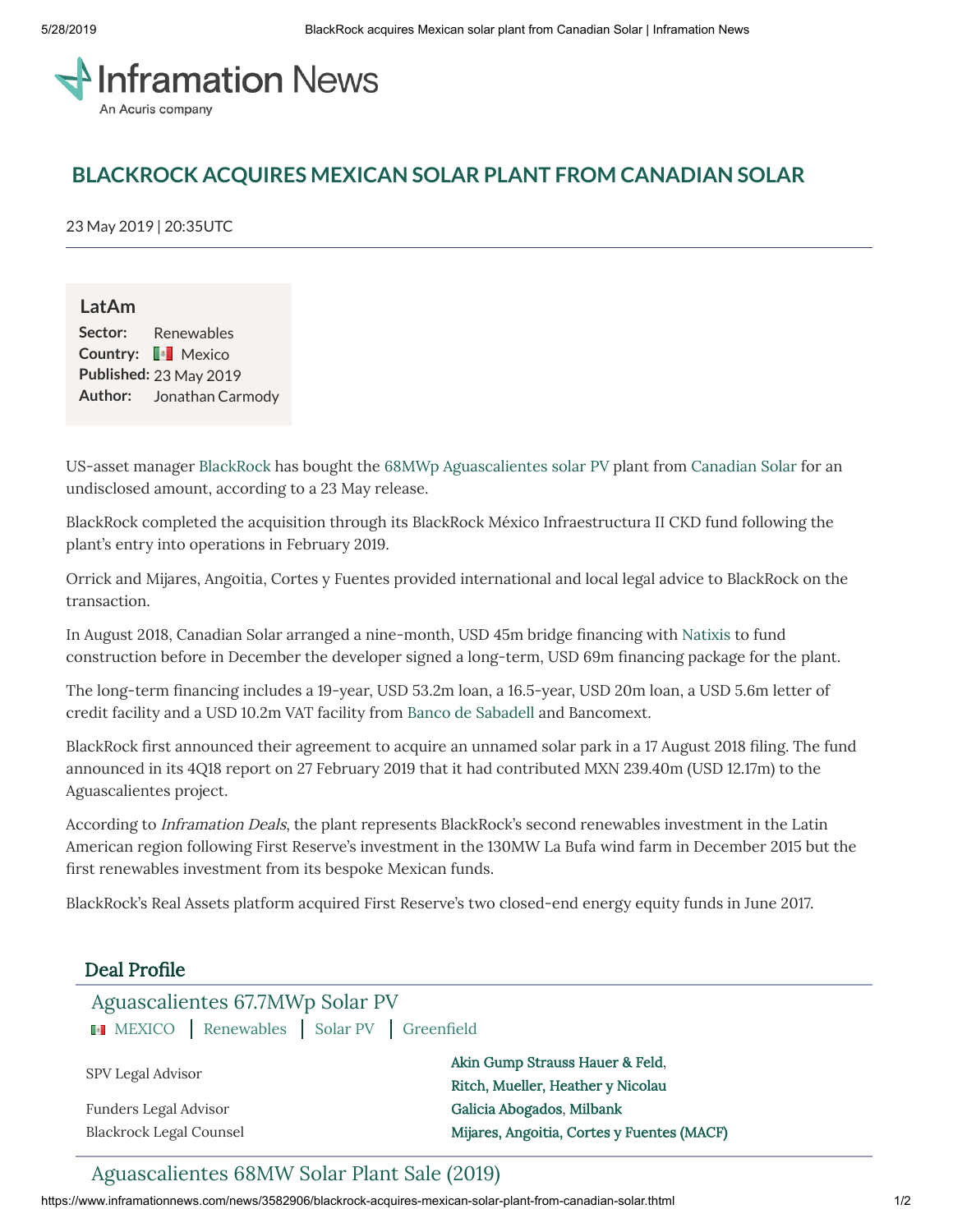Inframation News

An Acuris company

# BLACKROCK ACQUIRES MEXICAN SOLAR PLANT FROM CANADIAN SOLAR

23 May 2019 | 20:35UTC

**LatAm**

**Sector:** Renewables
**Country:** Mexico
**Published:** 23 May 2019
**Author:** Jonathan Carmody

US-asset manager BlackRock has bought the 68MWp Aguascalientes solar PV plant from Canadian Solar for an undisclosed amount, according to a 23 May release.

BlackRock completed the acquisition through its BlackRock México Infraestructura II CKD fund following the plant's entry into operations in February 2019.

Orrick and Mijares, Angoitia, Cortes y Fuentes provided international and local legal advice to BlackRock on the transaction.

In August 2018, Canadian Solar arranged a nine-month, USD 45m bridge financing with Natixis to fund construction before in December the developer signed a long-term, USD 69m financing package for the plant.

The long-term financing includes a 19-year, USD 53.2m loan, a 16.5-year, USD 20m loan, a USD 5.6m letter of credit facility and a USD 10.2m VAT facility from Banco de Sabadell and Bancomext.

BlackRock first announced their agreement to acquire an unnamed solar park in a 17 August 2018 filing. The fund announced in its 4Q18 report on 27 February 2019 that it had contributed MXN 239.40m (USD 12.17m) to the Aguascalientes project.

According to *Inframation Deals*, the plant represents BlackRock's second renewables investment in the Latin American region following First Reserve's investment in the 130MW La Bufa wind farm in December 2015 but the first renewables investment from its bespoke Mexican funds.

BlackRock's Real Assets platform acquired First Reserve's two closed-end energy equity funds in June 2017.

## Deal Profile

### Aguascalientes 67.7MWp Solar PV

MEXICO | Renewables | Solar PV | Greenfield

| | |
|---|---|
| SPV Legal Advisor | Akin Gump Strauss Hauer & Feld, Ritch, Mueller, Heather y Nicolau |
| Funders Legal Advisor | Galicia Abogados, Milbank |
| Blackrock Legal Counsel | Mijares, Angoitia, Cortes y Fuentes (MACF) |

### Aguascalientes 68MW Solar Plant Sale (2019)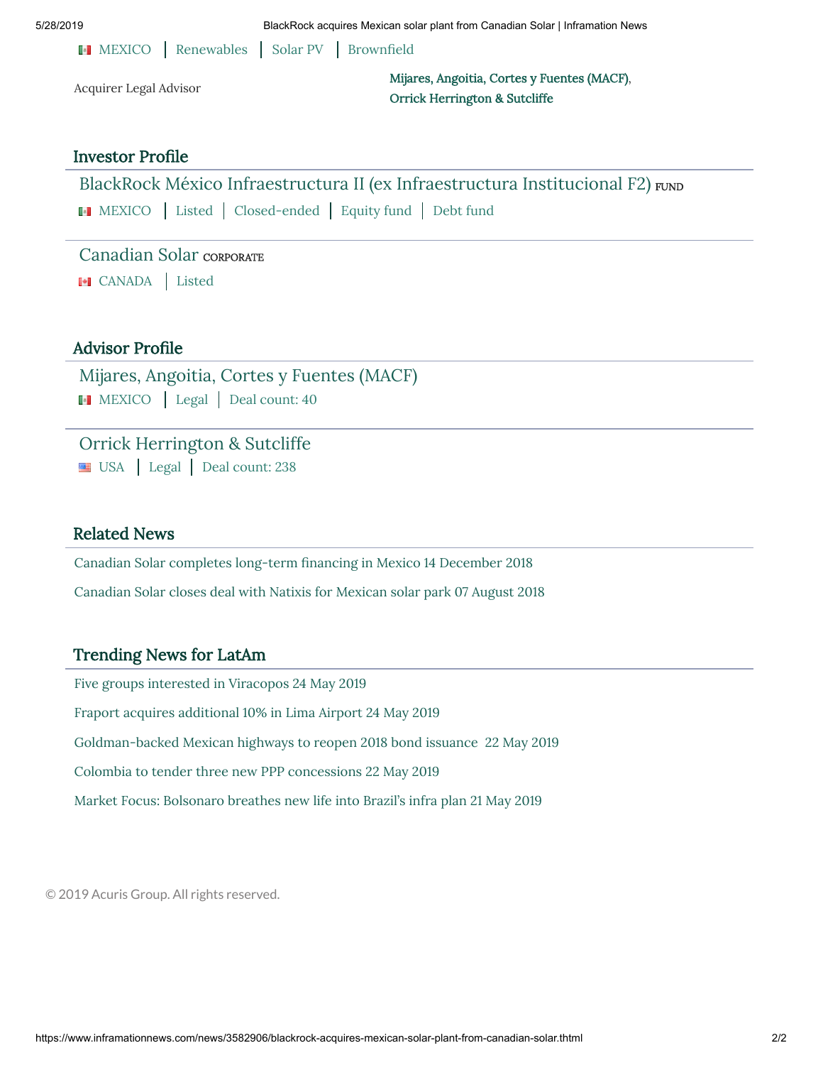MEXICO | Renewables | Solar PV | Brownfield

| | |
|---|---|
| Acquirer Legal Advisor | **Mijares, Angoitia, Cortes y Fuentes (MACF), Orrick Herrington & Sutcliffe** |

## Investor Profile

BlackRock México Infraestructura II (ex Infraestructura Institucional F2) FUND

MEXICO | Listed | Closed-ended | Equity fund | Debt fund

Canadian Solar CORPORATE

CANADA | Listed

## Advisor Profile

Mijares, Angoitia, Cortes y Fuentes (MACF)

MEXICO | Legal | Deal count: 40

Orrick Herrington & Sutcliffe

USA | Legal | Deal count: 238

## Related News

Canadian Solar completes long-term financing in Mexico 14 December 2018

Canadian Solar closes deal with Natixis for Mexican solar park 07 August 2018

## Trending News for LatAm

Five groups interested in Viracopos 24 May 2019

Fraport acquires additional 10% in Lima Airport 24 May 2019

Goldman-backed Mexican highways to reopen 2018 bond issuance 22 May 2019

Colombia to tender three new PPP concessions 22 May 2019

Market Focus: Bolsonaro breathes new life into Brazil's infra plan 21 May 2019

© 2019 Acuris Group. All rights reserved.